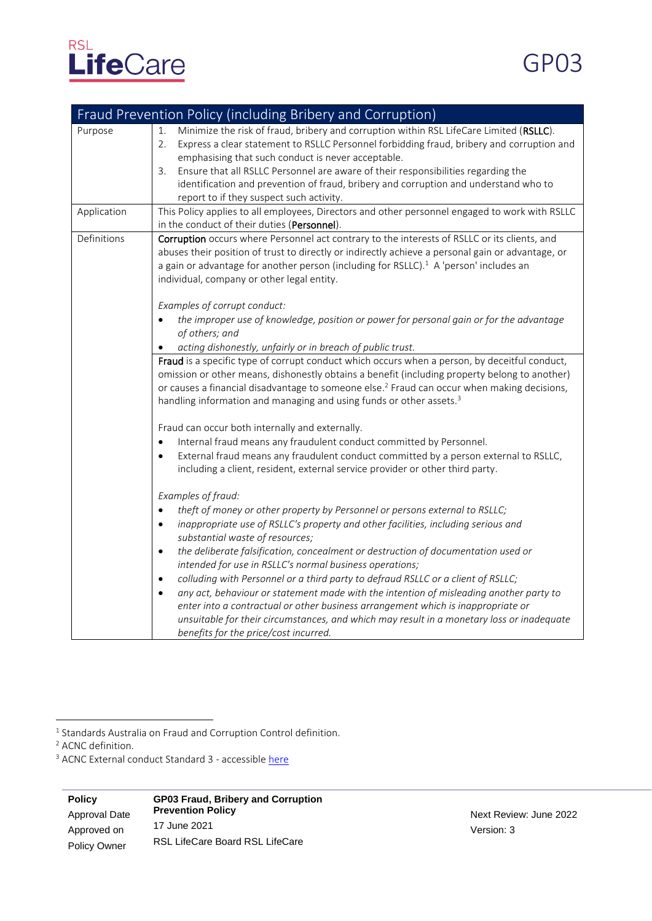# GP03

## Fraud Prevention Policy (including Bribery and Corruption)

| | |
|---|---|
| Purpose | 1. Minimize the risk of fraud, bribery and corruption within RSL LifeCare Limited (**RSLLC**).<br>2. Express a clear statement to RSLLC Personnel forbidding fraud, bribery and corruption and emphasising that such conduct is never acceptable.<br>3. Ensure that all RSLLC Personnel are aware of their responsibilities regarding the identification and prevention of fraud, bribery and corruption and understand who to report to if they suspect such activity. |
| Application | This Policy applies to all employees, Directors and other personnel engaged to work with RSLLC in the conduct of their duties (**Personnel**). |
| Definitions | **Corruption** occurs where Personnel act contrary to the interests of RSLLC or its clients, and abuses their position of trust to directly or indirectly achieve a personal gain or advantage, or a gain or advantage for another person (including for RSLLC).[1] A 'person' includes an individual, company or other legal entity.<br><br>*Examples of corrupt conduct:*<br>• *the improper use of knowledge, position or power for personal gain or for the advantage of others; and*<br>• *acting dishonestly, unfairly or in breach of public trust.* |
| | **Fraud** is a specific type of corrupt conduct which occurs when a person, by deceitful conduct, omission or other means, dishonestly obtains a benefit (including property belong to another) or causes a financial disadvantage to someone else.[2] Fraud can occur when making decisions, handling information and managing and using funds or other assets.[3]<br><br>Fraud can occur both internally and externally.<br>• Internal fraud means any fraudulent conduct committed by Personnel.<br>• External fraud means any fraudulent conduct committed by a person external to RSLLC, including a client, resident, external service provider or other third party.<br><br>*Examples of fraud:*<br>• *theft of money or other property by Personnel or persons external to RSLLC;*<br>• *inappropriate use of RSLLC's property and other facilities, including serious and substantial waste of resources;*<br>• *the deliberate falsification, concealment or destruction of documentation used or intended for use in RSLLC's normal business operations;*<br>• *colluding with Personnel or a third party to defraud RSLLC or a client of RSLLC;*<br>• *any act, behaviour or statement made with the intention of misleading another party to enter into a contractual or other business arrangement which is inappropriate or unsuitable for their circumstances, and which may result in a monetary loss or inadequate benefits for the price/cost incurred.* |

[1] Standards Australia on Fraud and Corruption Control definition.

[2] ACNC definition.

[3] ACNC External conduct Standard 3 - accessible here

| | | |
|---|---|---|
| **Policy** | **GP03 Fraud, Bribery and Corruption Prevention Policy** | |
| Approval Date | 17 June 2021 | Next Review: June 2022 |
| Approved on | RSL LifeCare Board RSL LifeCare | Version: 3 |
| Policy Owner | | |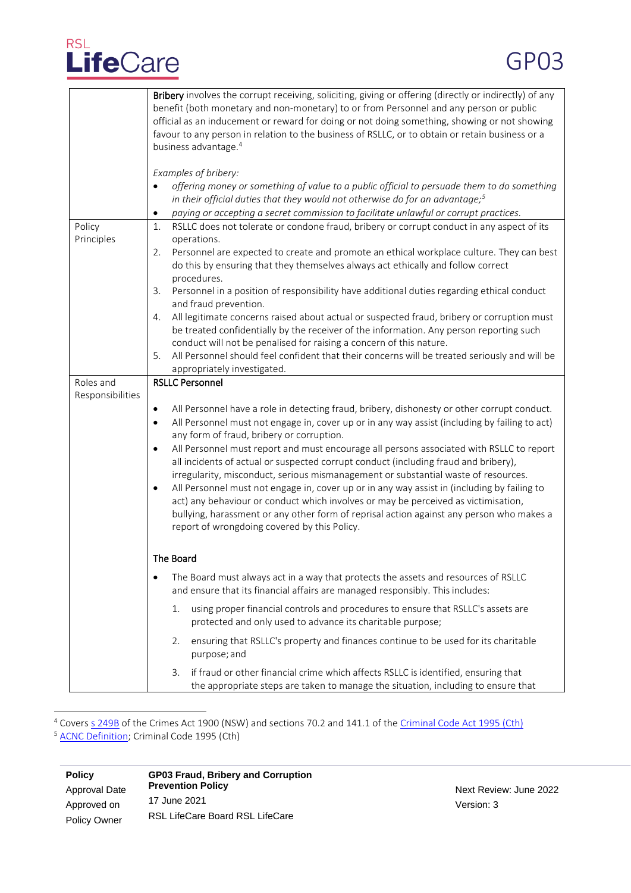| | |
|---|---|
| | **Bribery** involves the corrupt receiving, soliciting, giving or offering (directly or indirectly) of any benefit (both monetary and non-monetary) to or from Personnel and any person or public official as an inducement or reward for doing or not doing something, showing or not showing favour to any person in relation to the business of RSLLC, or to obtain or retain business or a business advantage.[4]<br><br>*Examples of bribery:*<br>• *offering money or something of value to a public official to persuade them to do something in their official duties that they would not otherwise do for an advantage;*[5]<br>• *paying or accepting a secret commission to facilitate unlawful or corrupt practices.* |
| Policy Principles | 1. RSLLC does not tolerate or condone fraud, bribery or corrupt conduct in any aspect of its operations.<br>2. Personnel are expected to create and promote an ethical workplace culture. They can best do this by ensuring that they themselves always act ethically and follow correct procedures.<br>3. Personnel in a position of responsibility have additional duties regarding ethical conduct and fraud prevention.<br>4. All legitimate concerns raised about actual or suspected fraud, bribery or corruption must be treated confidentially by the receiver of the information. Any person reporting such conduct will not be penalised for raising a concern of this nature.<br>5. All Personnel should feel confident that their concerns will be treated seriously and will be appropriately investigated. |
| Roles and Responsibilities | **RSLLC Personnel**<br><br>• All Personnel have a role in detecting fraud, bribery, dishonesty or other corrupt conduct.<br>• All Personnel must not engage in, cover up or in any way assist (including by failing to act) any form of fraud, bribery or corruption.<br>• All Personnel must report and must encourage all persons associated with RSLLC to report all incidents of actual or suspected corrupt conduct (including fraud and bribery), irregularity, misconduct, serious mismanagement or substantial waste of resources.<br>• All Personnel must not engage in, cover up or in any way assist (including by failing to act) any behaviour or conduct which involves or may be perceived as victimisation, bullying, harassment or any other form of reprisal action against any person who makes a report of wrongdoing covered by this Policy.<br><br>**The Board**<br><br>• The Board must always act in a way that protects the assets and resources of RSLLC and ensure that its financial affairs are managed responsibly. This includes:<br>1. using proper financial controls and procedures to ensure that RSLLC's assets are protected and only used to advance its charitable purpose;<br>2. ensuring that RSLLC's property and finances continue to be used for its charitable purpose; and<br>3. if fraud or other financial crime which affects RSLLC is identified, ensuring that the appropriate steps are taken to manage the situation, including to ensure that |

[4] Covers s 249B of the Crimes Act 1900 (NSW) and sections 70.2 and 141.1 of the Criminal Code Act 1995 (Cth)

[5] ACNC Definition; Criminal Code 1995 (Cth)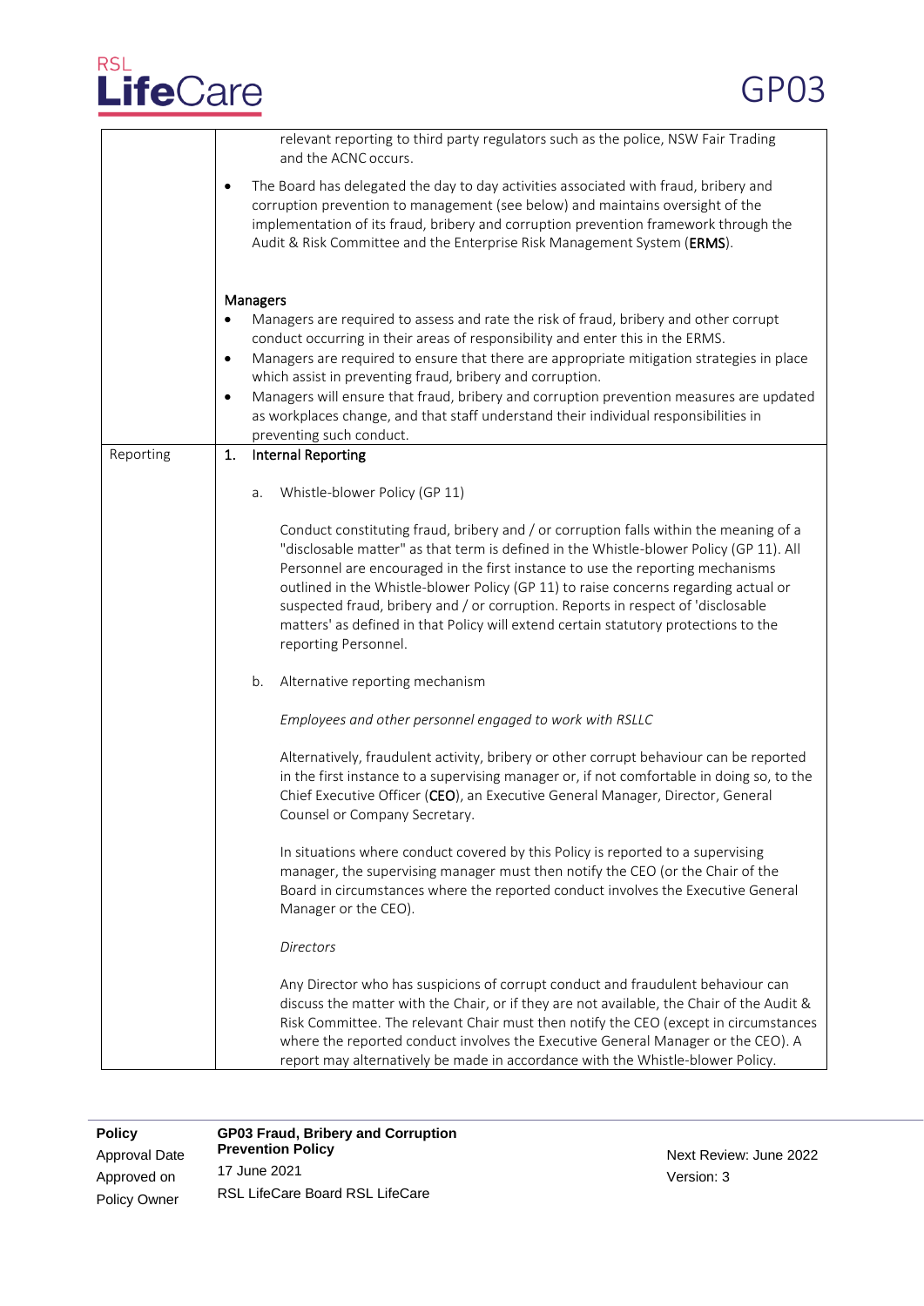| | |
|---|---|
| | relevant reporting to third party regulators such as the police, NSW Fair Trading and the ACNC occurs.<br><br>• The Board has delegated the day to day activities associated with fraud, bribery and corruption prevention to management (see below) and maintains oversight of the implementation of its fraud, bribery and corruption prevention framework through the Audit & Risk Committee and the Enterprise Risk Management System (**ERMS**).<br><br>**Managers**<br>• Managers are required to assess and rate the risk of fraud, bribery and other corrupt conduct occurring in their areas of responsibility and enter this in the ERMS.<br>• Managers are required to ensure that there are appropriate mitigation strategies in place which assist in preventing fraud, bribery and corruption.<br>• Managers will ensure that fraud, bribery and corruption prevention measures are updated as workplaces change, and that staff understand their individual responsibilities in preventing such conduct. |
| Reporting | **1. Internal Reporting**<br><br>a. Whistle-blower Policy (GP 11)<br><br>Conduct constituting fraud, bribery and / or corruption falls within the meaning of a "disclosable matter" as that term is defined in the Whistle-blower Policy (GP 11). All Personnel are encouraged in the first instance to use the reporting mechanisms outlined in the Whistle-blower Policy (GP 11) to raise concerns regarding actual or suspected fraud, bribery and / or corruption. Reports in respect of 'disclosable matters' as defined in that Policy will extend certain statutory protections to the reporting Personnel.<br><br>b. Alternative reporting mechanism<br><br>*Employees and other personnel engaged to work with RSLLC*<br><br>Alternatively, fraudulent activity, bribery or other corrupt behaviour can be reported in the first instance to a supervising manager or, if not comfortable in doing so, to the Chief Executive Officer (**CEO**), an Executive General Manager, Director, General Counsel or Company Secretary.<br><br>In situations where conduct covered by this Policy is reported to a supervising manager, the supervising manager must then notify the CEO (or the Chair of the Board in circumstances where the reported conduct involves the Executive General Manager or the CEO).<br><br>*Directors*<br><br>Any Director who has suspicions of corrupt conduct and fraudulent behaviour can discuss the matter with the Chair, or if they are not available, the Chair of the Audit & Risk Committee. The relevant Chair must then notify the CEO (except in circumstances where the reported conduct involves the Executive General Manager or the CEO). A report may alternatively be made in accordance with the Whistle-blower Policy. |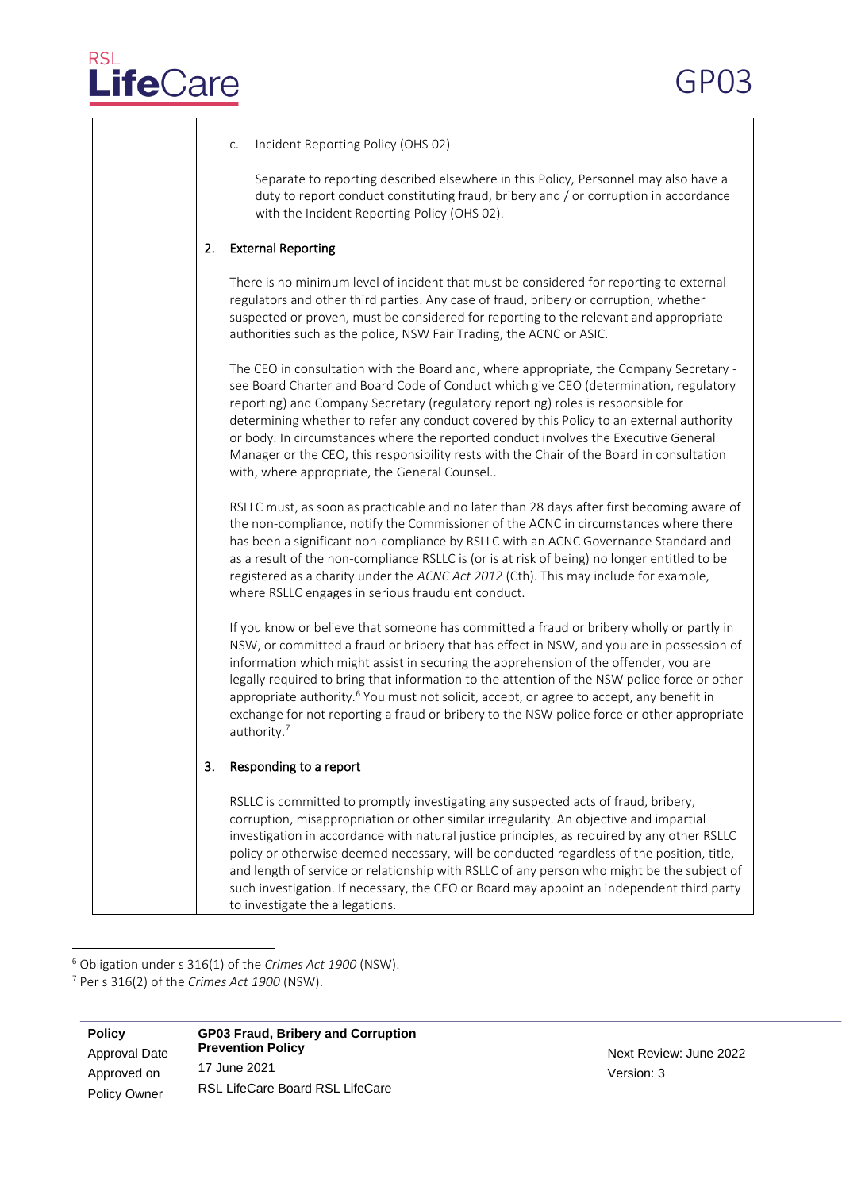c. Incident Reporting Policy (OHS 02)

Separate to reporting described elsewhere in this Policy, Personnel may also have a duty to report conduct constituting fraud, bribery and / or corruption in accordance with the Incident Reporting Policy (OHS 02).

**2. External Reporting**

There is no minimum level of incident that must be considered for reporting to external regulators and other third parties. Any case of fraud, bribery or corruption, whether suspected or proven, must be considered for reporting to the relevant and appropriate authorities such as the police, NSW Fair Trading, the ACNC or ASIC.

The CEO in consultation with the Board and, where appropriate, the Company Secretary - see Board Charter and Board Code of Conduct which give CEO (determination, regulatory reporting) and Company Secretary (regulatory reporting) roles is responsible for determining whether to refer any conduct covered by this Policy to an external authority or body. In circumstances where the reported conduct involves the Executive General Manager or the CEO, this responsibility rests with the Chair of the Board in consultation with, where appropriate, the General Counsel..

RSLLC must, as soon as practicable and no later than 28 days after first becoming aware of the non-compliance, notify the Commissioner of the ACNC in circumstances where there has been a significant non-compliance by RSLLC with an ACNC Governance Standard and as a result of the non-compliance RSLLC is (or is at risk of being) no longer entitled to be registered as a charity under the *ACNC Act 2012* (Cth). This may include for example, where RSLLC engages in serious fraudulent conduct.

If you know or believe that someone has committed a fraud or bribery wholly or partly in NSW, or committed a fraud or bribery that has effect in NSW, and you are in possession of information which might assist in securing the apprehension of the offender, you are legally required to bring that information to the attention of the NSW police force or other appropriate authority.[6] You must not solicit, accept, or agree to accept, any benefit in exchange for not reporting a fraud or bribery to the NSW police force or other appropriate authority.[7]

**3. Responding to a report**

RSLLC is committed to promptly investigating any suspected acts of fraud, bribery, corruption, misappropriation or other similar irregularity. An objective and impartial investigation in accordance with natural justice principles, as required by any other RSLLC policy or otherwise deemed necessary, will be conducted regardless of the position, title, and length of service or relationship with RSLLC of any person who might be the subject of such investigation. If necessary, the CEO or Board may appoint an independent third party to investigate the allegations.

---

[6] Obligation under s 316(1) of the *Crimes Act 1900* (NSW).

[7] Per s 316(2) of the *Crimes Act 1900* (NSW).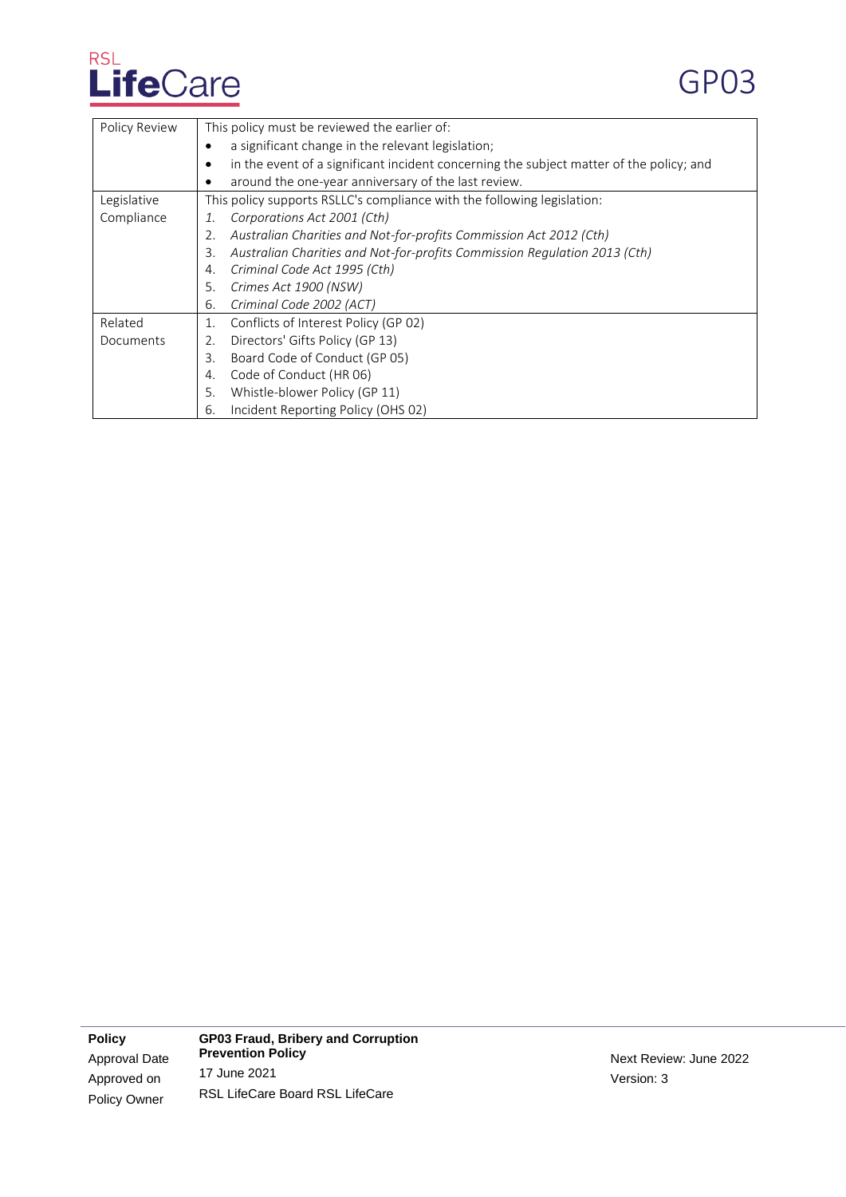| | |
|---|---|
| Policy Review | This policy must be reviewed the earlier of:<br>• a significant change in the relevant legislation;<br>• in the event of a significant incident concerning the subject matter of the policy; and<br>• around the one-year anniversary of the last review. |
| Legislative Compliance | This policy supports RSLLC's compliance with the following legislation:<br>1. *Corporations Act 2001 (Cth)*<br>2. *Australian Charities and Not-for-profits Commission Act 2012 (Cth)*<br>3. *Australian Charities and Not-for-profits Commission Regulation 2013 (Cth)*<br>4. *Criminal Code Act 1995 (Cth)*<br>5. *Crimes Act 1900 (NSW)*<br>6. *Criminal Code 2002 (ACT)* |
| Related Documents | 1. Conflicts of Interest Policy (GP 02)<br>2. Directors' Gifts Policy (GP 13)<br>3. Board Code of Conduct (GP 05)<br>4. Code of Conduct (HR 06)<br>5. Whistle-blower Policy (GP 11)<br>6. Incident Reporting Policy (OHS 02) |